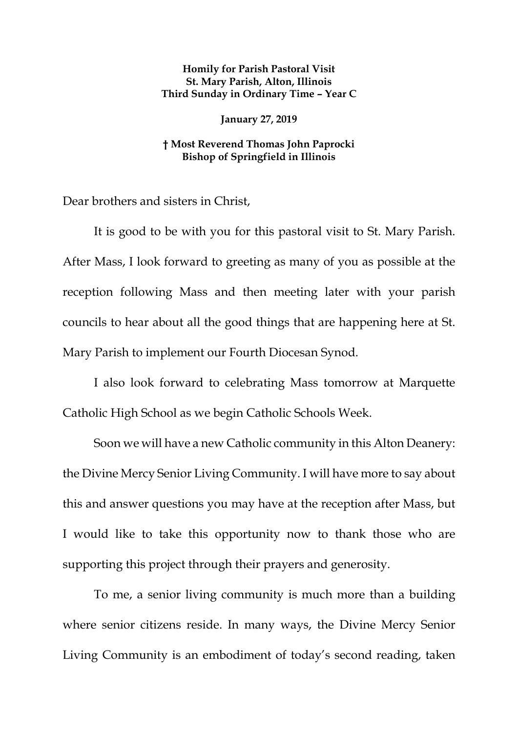**Homily for Parish Pastoral Visit**
**St. Mary Parish, Alton, Illinois**
**Third Sunday in Ordinary Time – Year C**

**January 27, 2019**

**† Most Reverend Thomas John Paprocki**
**Bishop of Springfield in Illinois**

Dear brothers and sisters in Christ,

It is good to be with you for this pastoral visit to St. Mary Parish. After Mass, I look forward to greeting as many of you as possible at the reception following Mass and then meeting later with your parish councils to hear about all the good things that are happening here at St. Mary Parish to implement our Fourth Diocesan Synod.

I also look forward to celebrating Mass tomorrow at Marquette Catholic High School as we begin Catholic Schools Week.

Soon we will have a new Catholic community in this Alton Deanery: the Divine Mercy Senior Living Community. I will have more to say about this and answer questions you may have at the reception after Mass, but I would like to take this opportunity now to thank those who are supporting this project through their prayers and generosity.

To me, a senior living community is much more than a building where senior citizens reside. In many ways, the Divine Mercy Senior Living Community is an embodiment of today's second reading, taken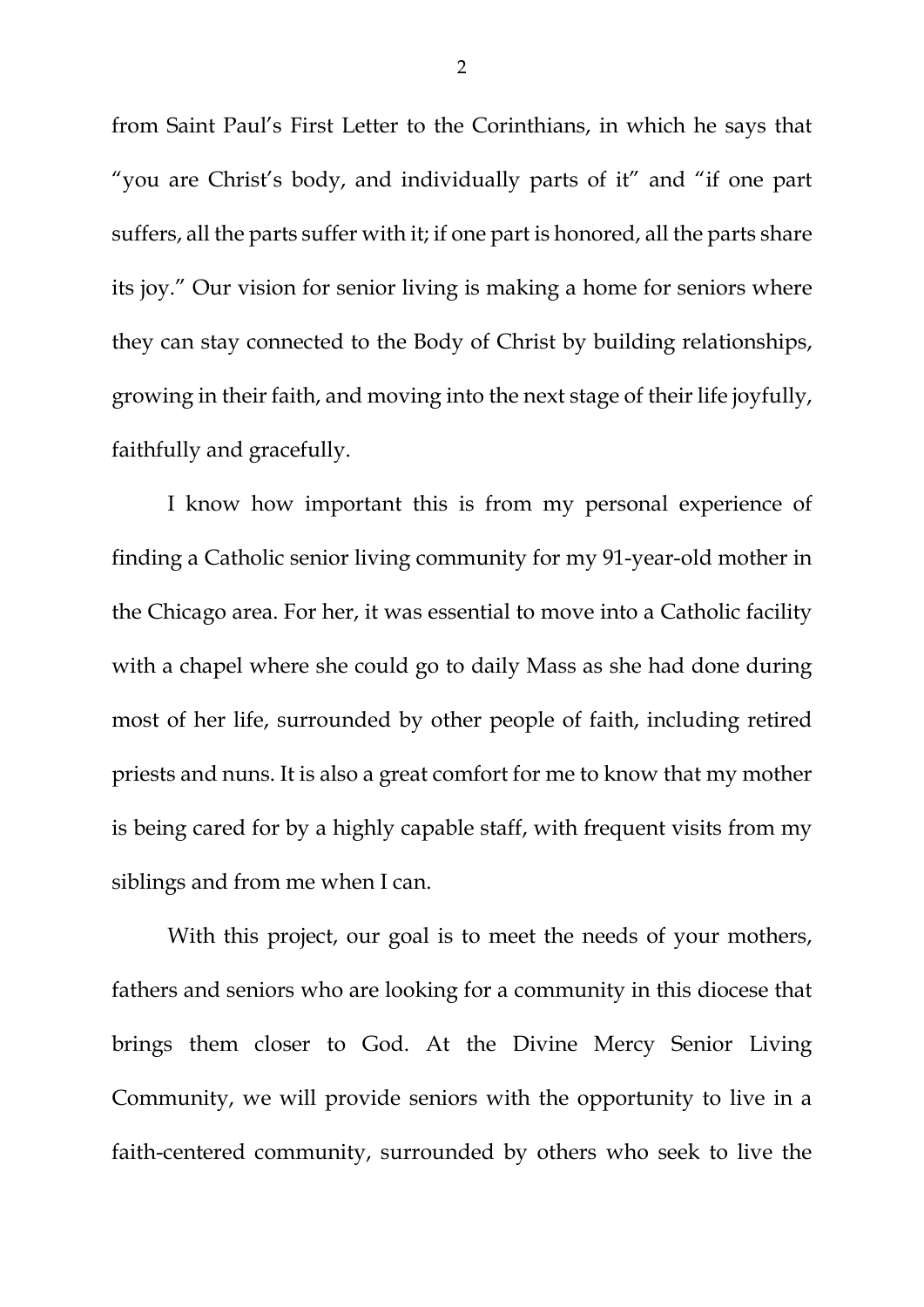from Saint Paul's First Letter to the Corinthians, in which he says that "you are Christ's body, and individually parts of it" and "if one part suffers, all the parts suffer with it; if one part is honored, all the parts share its joy." Our vision for senior living is making a home for seniors where they can stay connected to the Body of Christ by building relationships, growing in their faith, and moving into the next stage of their life joyfully, faithfully and gracefully.

I know how important this is from my personal experience of finding a Catholic senior living community for my 91-year-old mother in the Chicago area. For her, it was essential to move into a Catholic facility with a chapel where she could go to daily Mass as she had done during most of her life, surrounded by other people of faith, including retired priests and nuns. It is also a great comfort for me to know that my mother is being cared for by a highly capable staff, with frequent visits from my siblings and from me when I can.

With this project, our goal is to meet the needs of your mothers, fathers and seniors who are looking for a community in this diocese that brings them closer to God. At the Divine Mercy Senior Living Community, we will provide seniors with the opportunity to live in a faith-centered community, surrounded by others who seek to live the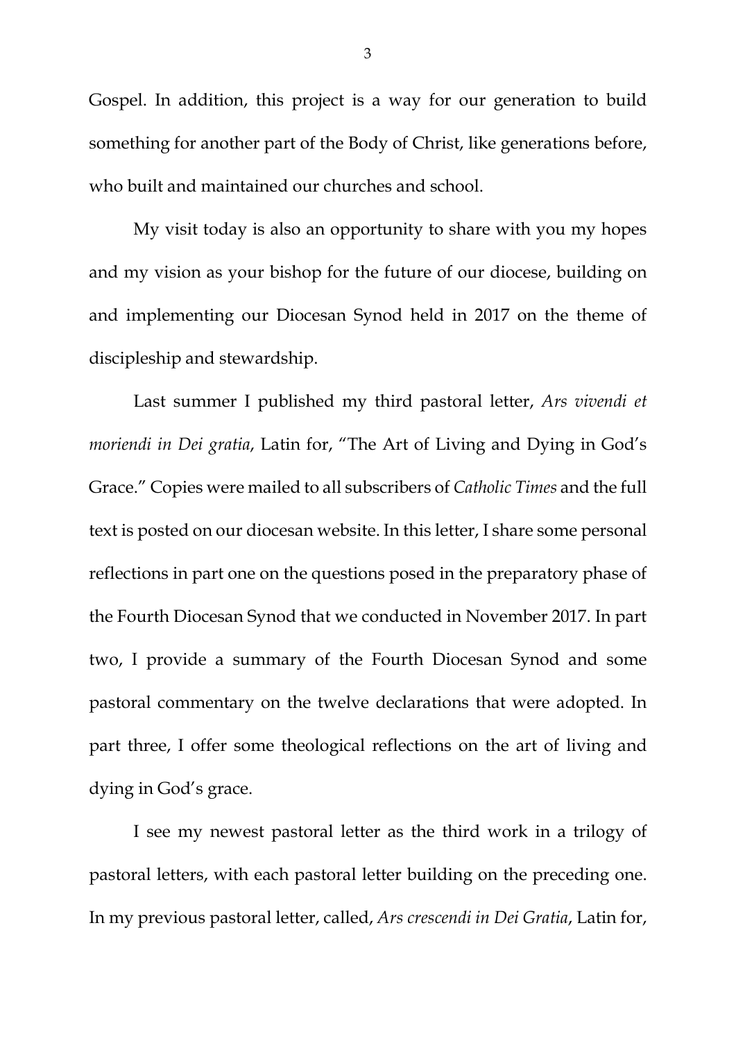Gospel. In addition, this project is a way for our generation to build something for another part of the Body of Christ, like generations before, who built and maintained our churches and school.

My visit today is also an opportunity to share with you my hopes and my vision as your bishop for the future of our diocese, building on and implementing our Diocesan Synod held in 2017 on the theme of discipleship and stewardship.

Last summer I published my third pastoral letter, *Ars vivendi et moriendi in Dei gratia*, Latin for, "The Art of Living and Dying in God's Grace." Copies were mailed to all subscribers of *Catholic Times* and the full text is posted on our diocesan website. In this letter, I share some personal reflections in part one on the questions posed in the preparatory phase of the Fourth Diocesan Synod that we conducted in November 2017. In part two, I provide a summary of the Fourth Diocesan Synod and some pastoral commentary on the twelve declarations that were adopted. In part three, I offer some theological reflections on the art of living and dying in God's grace.

I see my newest pastoral letter as the third work in a trilogy of pastoral letters, with each pastoral letter building on the preceding one. In my previous pastoral letter, called, *Ars crescendi in Dei Gratia*, Latin for,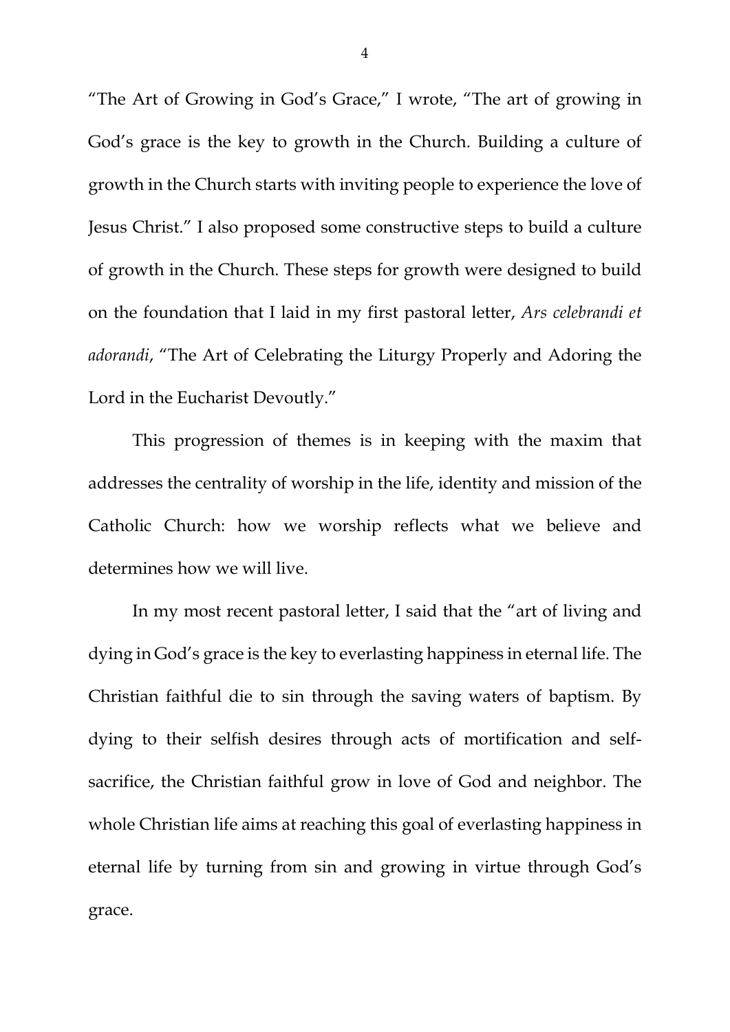"The Art of Growing in God's Grace," I wrote, "The art of growing in God's grace is the key to growth in the Church. Building a culture of growth in the Church starts with inviting people to experience the love of Jesus Christ." I also proposed some constructive steps to build a culture of growth in the Church. These steps for growth were designed to build on the foundation that I laid in my first pastoral letter, *Ars celebrandi et adorandi*, "The Art of Celebrating the Liturgy Properly and Adoring the Lord in the Eucharist Devoutly."

This progression of themes is in keeping with the maxim that addresses the centrality of worship in the life, identity and mission of the Catholic Church: how we worship reflects what we believe and determines how we will live.

In my most recent pastoral letter, I said that the "art of living and dying in God's grace is the key to everlasting happiness in eternal life. The Christian faithful die to sin through the saving waters of baptism. By dying to their selfish desires through acts of mortification and self-sacrifice, the Christian faithful grow in love of God and neighbor. The whole Christian life aims at reaching this goal of everlasting happiness in eternal life by turning from sin and growing in virtue through God's grace.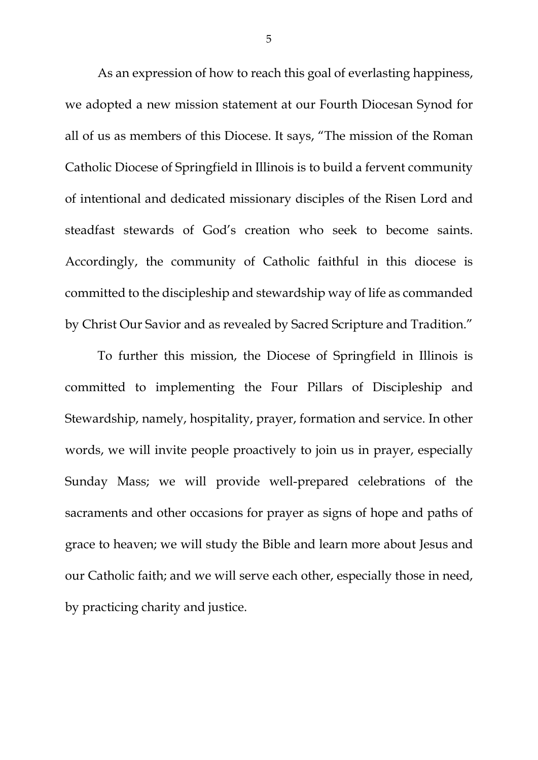As an expression of how to reach this goal of everlasting happiness, we adopted a new mission statement at our Fourth Diocesan Synod for all of us as members of this Diocese. It says, "The mission of the Roman Catholic Diocese of Springfield in Illinois is to build a fervent community of intentional and dedicated missionary disciples of the Risen Lord and steadfast stewards of God's creation who seek to become saints. Accordingly, the community of Catholic faithful in this diocese is committed to the discipleship and stewardship way of life as commanded by Christ Our Savior and as revealed by Sacred Scripture and Tradition."

To further this mission, the Diocese of Springfield in Illinois is committed to implementing the Four Pillars of Discipleship and Stewardship, namely, hospitality, prayer, formation and service. In other words, we will invite people proactively to join us in prayer, especially Sunday Mass; we will provide well-prepared celebrations of the sacraments and other occasions for prayer as signs of hope and paths of grace to heaven; we will study the Bible and learn more about Jesus and our Catholic faith; and we will serve each other, especially those in need, by practicing charity and justice.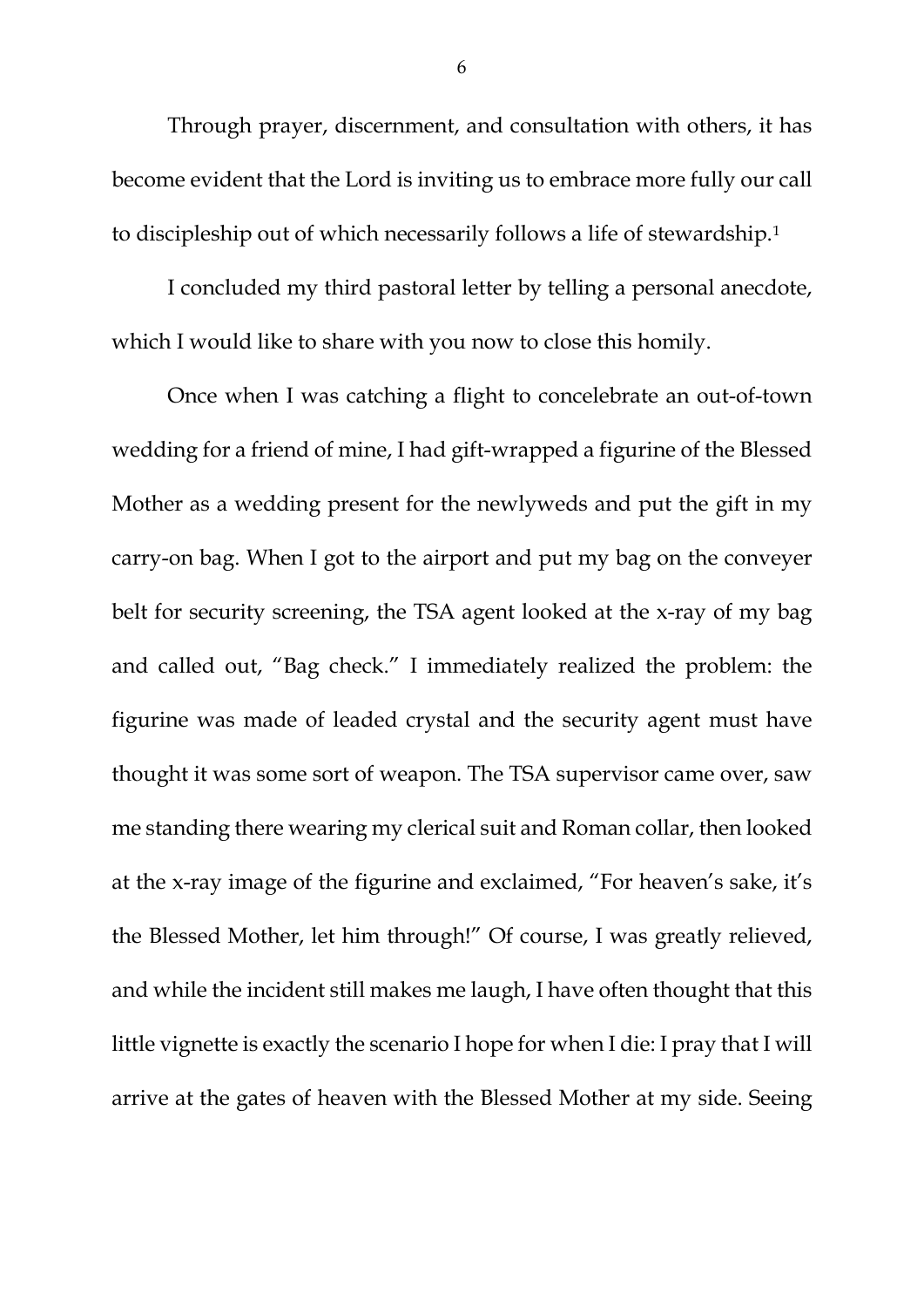Through prayer, discernment, and consultation with others, it has become evident that the Lord is inviting us to embrace more fully our call to discipleship out of which necessarily follows a life of stewardship.[1]

I concluded my third pastoral letter by telling a personal anecdote, which I would like to share with you now to close this homily.

Once when I was catching a flight to concelebrate an out-of-town wedding for a friend of mine, I had gift-wrapped a figurine of the Blessed Mother as a wedding present for the newlyweds and put the gift in my carry-on bag. When I got to the airport and put my bag on the conveyer belt for security screening, the TSA agent looked at the x-ray of my bag and called out, "Bag check." I immediately realized the problem: the figurine was made of leaded crystal and the security agent must have thought it was some sort of weapon. The TSA supervisor came over, saw me standing there wearing my clerical suit and Roman collar, then looked at the x-ray image of the figurine and exclaimed, "For heaven's sake, it's the Blessed Mother, let him through!" Of course, I was greatly relieved, and while the incident still makes me laugh, I have often thought that this little vignette is exactly the scenario I hope for when I die: I pray that I will arrive at the gates of heaven with the Blessed Mother at my side. Seeing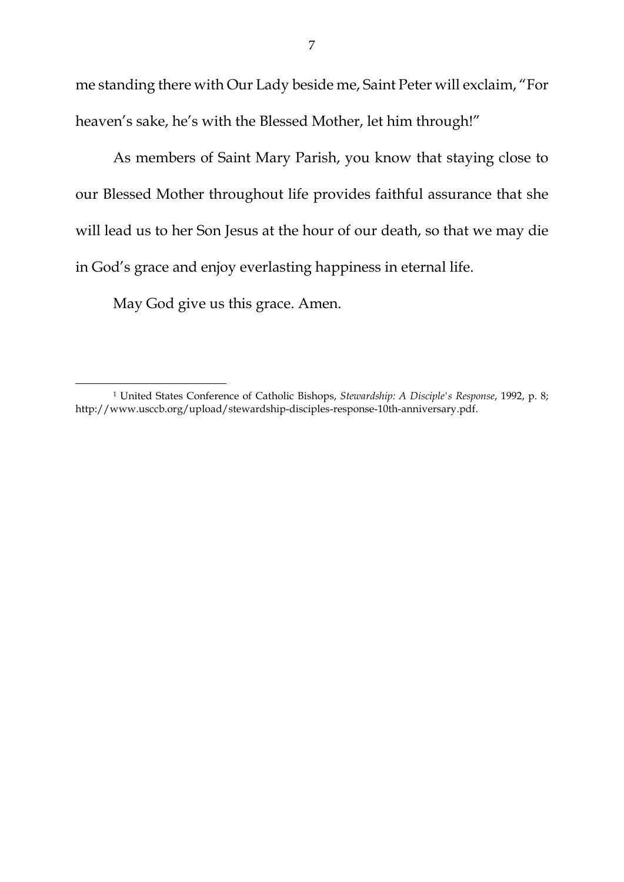me standing there with Our Lady beside me, Saint Peter will exclaim, "For heaven's sake, he's with the Blessed Mother, let him through!"

As members of Saint Mary Parish, you know that staying close to our Blessed Mother throughout life provides faithful assurance that she will lead us to her Son Jesus at the hour of our death, so that we may die in God's grace and enjoy everlasting happiness in eternal life.

May God give us this grace. Amen.

---

[1] United States Conference of Catholic Bishops, *Stewardship: A Disciple's Response*, 1992, p. 8; http://www.usccb.org/upload/stewardship-disciples-response-10th-anniversary.pdf.